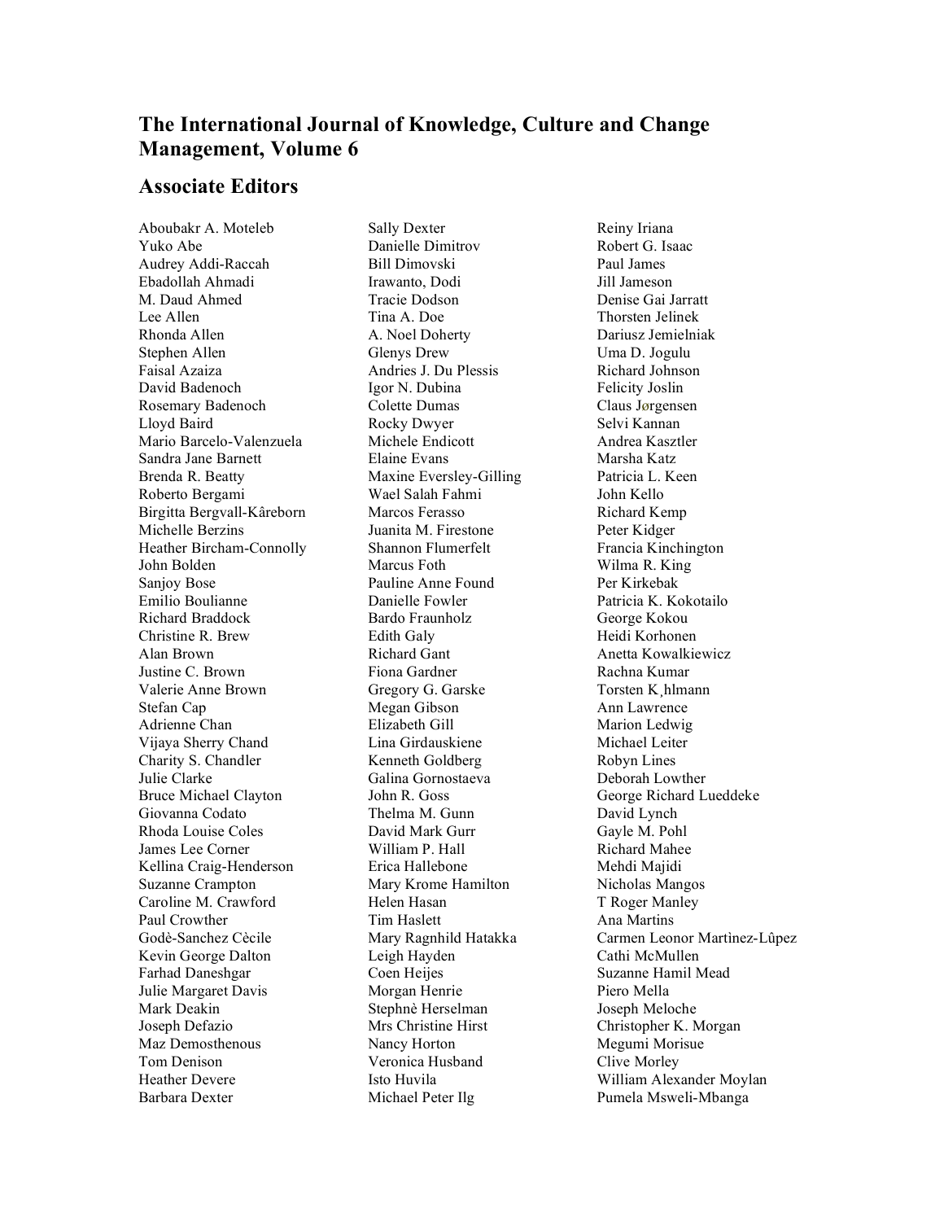# The International Journal of Knowledge, Culture and Change Management, Volume 6

## Associate Editors

Aboubakr A. Moteleb
Yuko Abe
Audrey Addi-Raccah
Ebadollah Ahmadi
M. Daud Ahmed
Lee Allen
Rhonda Allen
Stephen Allen
Faisal Azaiza
David Badenoch
Rosemary Badenoch
Lloyd Baird
Mario Barcelo-Valenzuela
Sandra Jane Barnett
Brenda R. Beatty
Roberto Bergami
Birgitta Bergvall-Kâreborn
Michelle Berzins
Heather Bircham-Connolly
John Bolden
Sanjoy Bose
Emilio Boulianne
Richard Braddock
Christine R. Brew
Alan Brown
Justine C. Brown
Valerie Anne Brown
Stefan Cap
Adrienne Chan
Vijaya Sherry Chand
Charity S. Chandler
Julie Clarke
Bruce Michael Clayton
Giovanna Codato
Rhoda Louise Coles
James Lee Corner
Kellina Craig-Henderson
Suzanne Crampton
Caroline M. Crawford
Paul Crowther
Godè-Sanchez Cècile
Kevin George Dalton
Farhad Daneshgar
Julie Margaret Davis
Mark Deakin
Joseph Defazio
Maz Demosthenous
Tom Denison
Heather Devere
Barbara Dexter
Sally Dexter
Danielle Dimitrov
Bill Dimovski
Irawanto, Dodi
Tracie Dodson
Tina A. Doe
A. Noel Doherty
Glenys Drew
Andries J. Du Plessis
Igor N. Dubina
Colette Dumas
Rocky Dwyer
Michele Endicott
Elaine Evans
Maxine Eversley-Gilling
Wael Salah Fahmi
Marcos Ferasso
Juanita M. Firestone
Shannon Flumerfelt
Marcus Foth
Pauline Anne Found
Danielle Fowler
Bardo Fraunholz
Edith Galy
Richard Gant
Fiona Gardner
Gregory G. Garske
Megan Gibson
Elizabeth Gill
Lina Girdauskiene
Kenneth Goldberg
Galina Gornostaeva
John R. Goss
Thelma M. Gunn
David Mark Gurr
William P. Hall
Erica Hallebone
Mary Krome Hamilton
Helen Hasan
Tim Haslett
Mary Ragnhild Hatakka
Leigh Hayden
Coen Heijes
Morgan Henrie
Stephnè Herselman
Mrs Christine Hirst
Nancy Horton
Veronica Husband
Isto Huvila
Michael Peter Ilg
Reiny Iriana
Robert G. Isaac
Paul James
Jill Jameson
Denise Gai Jarratt
Thorsten Jelinek
Dariusz Jemielniak
Uma D. Jogulu
Richard Johnson
Felicity Joslin
Claus Jørgensen
Selvi Kannan
Andrea Kasztler
Marsha Katz
Patricia L. Keen
John Kello
Richard Kemp
Peter Kidger
Francia Kinchington
Wilma R. King
Per Kirkebak
Patricia K. Kokotailo
George Kokou
Heidi Korhonen
Anetta Kowalkiewicz
Rachna Kumar
Torsten K¸hlmann
Ann Lawrence
Marion Ledwig
Michael Leiter
Robyn Lines
Deborah Lowther
George Richard Lueddeke
David Lynch
Gayle M. Pohl
Richard Mahee
Mehdi Majidi
Nicholas Mangos
T Roger Manley
Ana Martins
Carmen Leonor Martìnez-Lûpez
Cathi McMullen
Suzanne Hamil Mead
Piero Mella
Joseph Meloche
Christopher K. Morgan
Megumi Morisue
Clive Morley
William Alexander Moylan
Pumela Msweli-Mbanga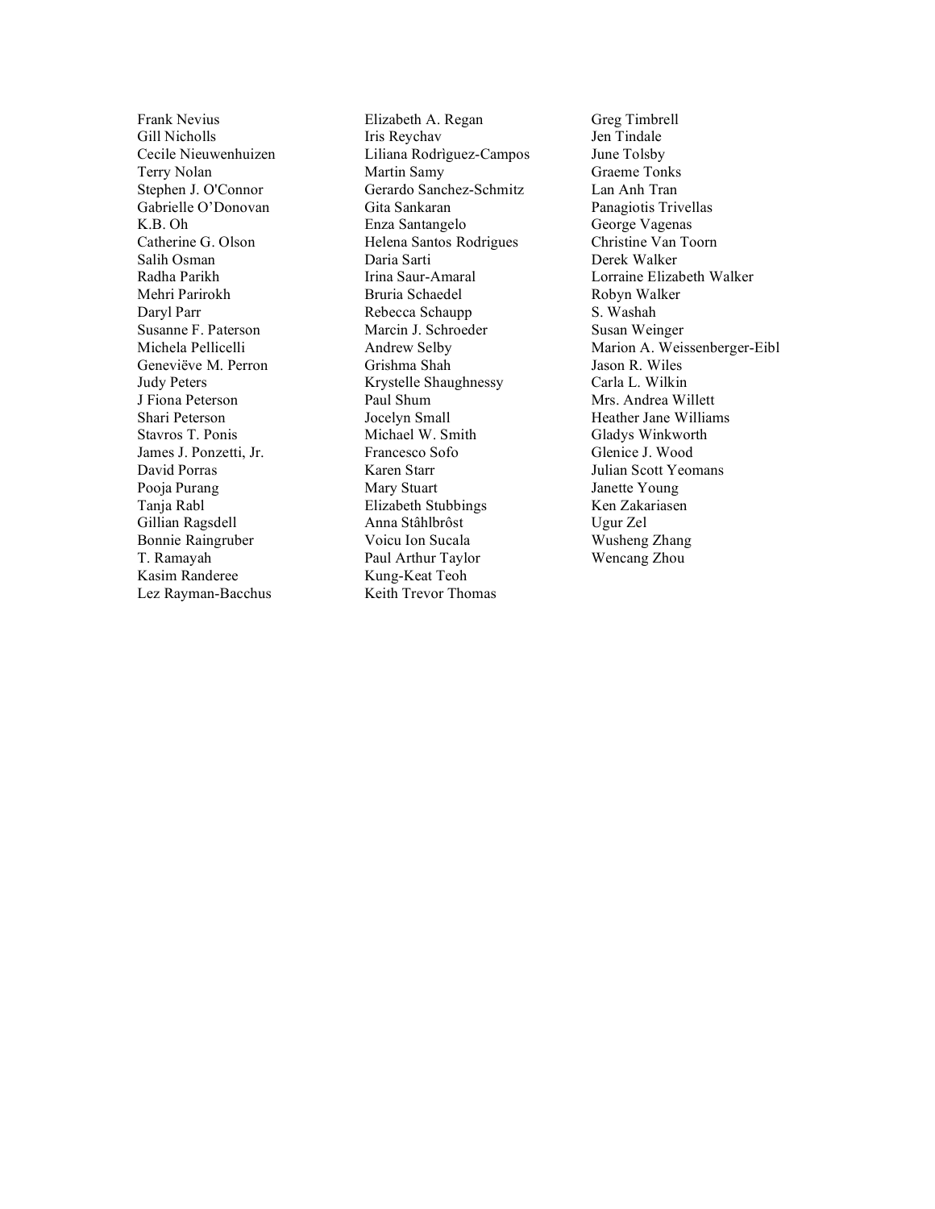Frank Nevius
Gill Nicholls
Cecile Nieuwenhuizen
Terry Nolan
Stephen J. O'Connor
Gabrielle O'Donovan
K.B. Oh
Catherine G. Olson
Salih Osman
Radha Parikh
Mehri Parirokh
Daryl Parr
Susanne F. Paterson
Michela Pellicelli
Geneviëve M. Perron
Judy Peters
J Fiona Peterson
Shari Peterson
Stavros T. Ponis
James J. Ponzetti, Jr.
David Porras
Pooja Purang
Tanja Rabl
Gillian Ragsdell
Bonnie Raingruber
T. Ramayah
Kasim Randeree
Lez Rayman-Bacchus
Elizabeth A. Regan
Iris Reychav
Liliana Rodrìguez-Campos
Martin Samy
Gerardo Sanchez-Schmitz
Gita Sankaran
Enza Santangelo
Helena Santos Rodrigues
Daria Sarti
Irina Saur-Amaral
Bruria Schaedel
Rebecca Schaupp
Marcin J. Schroeder
Andrew Selby
Grishma Shah
Krystelle Shaughnessy
Paul Shum
Jocelyn Small
Michael W. Smith
Francesco Sofo
Karen Starr
Mary Stuart
Elizabeth Stubbings
Anna Stâhlbrôst
Voicu Ion Sucala
Paul Arthur Taylor
Kung-Keat Teoh
Keith Trevor Thomas
Greg Timbrell
Jen Tindale
June Tolsby
Graeme Tonks
Lan Anh Tran
Panagiotis Trivellas
George Vagenas
Christine Van Toorn
Derek Walker
Lorraine Elizabeth Walker
Robyn Walker
S. Washah
Susan Weinger
Marion A. Weissenberger-Eibl
Jason R. Wiles
Carla L. Wilkin
Mrs. Andrea Willett
Heather Jane Williams
Gladys Winkworth
Glenice J. Wood
Julian Scott Yeomans
Janette Young
Ken Zakariasen
Ugur Zel
Wusheng Zhang
Wencang Zhou